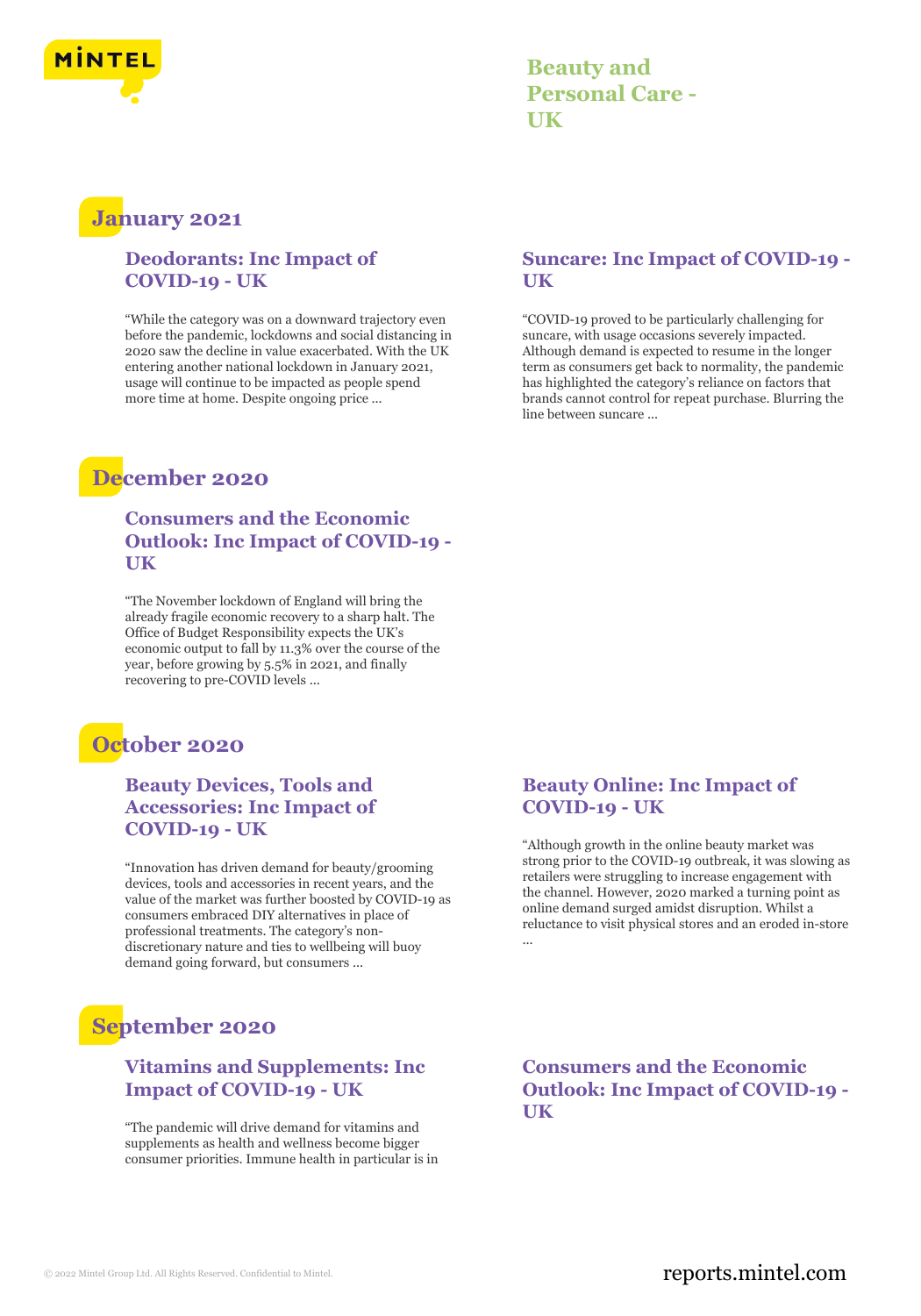# Beauty and Personal Care - UK

## January 2021

### Deodorants: Inc Impact of COVID-19 - UK

"While the category was on a downward trajectory even before the pandemic, lockdowns and social distancing in 2020 saw the decline in value exacerbated. With the UK entering another national lockdown in January 2021, usage will continue to be impacted as people spend more time at home. Despite ongoing price ...

### Suncare: Inc Impact of COVID-19 - UK

"COVID-19 proved to be particularly challenging for suncare, with usage occasions severely impacted. Although demand is expected to resume in the longer term as consumers get back to normality, the pandemic has highlighted the category's reliance on factors that brands cannot control for repeat purchase. Blurring the line between suncare ...

## December 2020

### Consumers and the Economic Outlook: Inc Impact of COVID-19 - UK

"The November lockdown of England will bring the already fragile economic recovery to a sharp halt. The Office of Budget Responsibility expects the UK's economic output to fall by 11.3% over the course of the year, before growing by 5.5% in 2021, and finally recovering to pre-COVID levels ...

## October 2020

### Beauty Devices, Tools and Accessories: Inc Impact of COVID-19 - UK

"Innovation has driven demand for beauty/grooming devices, tools and accessories in recent years, and the value of the market was further boosted by COVID-19 as consumers embraced DIY alternatives in place of professional treatments. The category's non-discretionary nature and ties to wellbeing will buoy demand going forward, but consumers ...

### Beauty Online: Inc Impact of COVID-19 - UK

"Although growth in the online beauty market was strong prior to the COVID-19 outbreak, it was slowing as retailers were struggling to increase engagement with the channel. However, 2020 marked a turning point as online demand surged amidst disruption. Whilst a reluctance to visit physical stores and an eroded in-store ...

## September 2020

### Vitamins and Supplements: Inc Impact of COVID-19 - UK

"The pandemic will drive demand for vitamins and supplements as health and wellness become bigger consumer priorities. Immune health in particular is in

### Consumers and the Economic Outlook: Inc Impact of COVID-19 - UK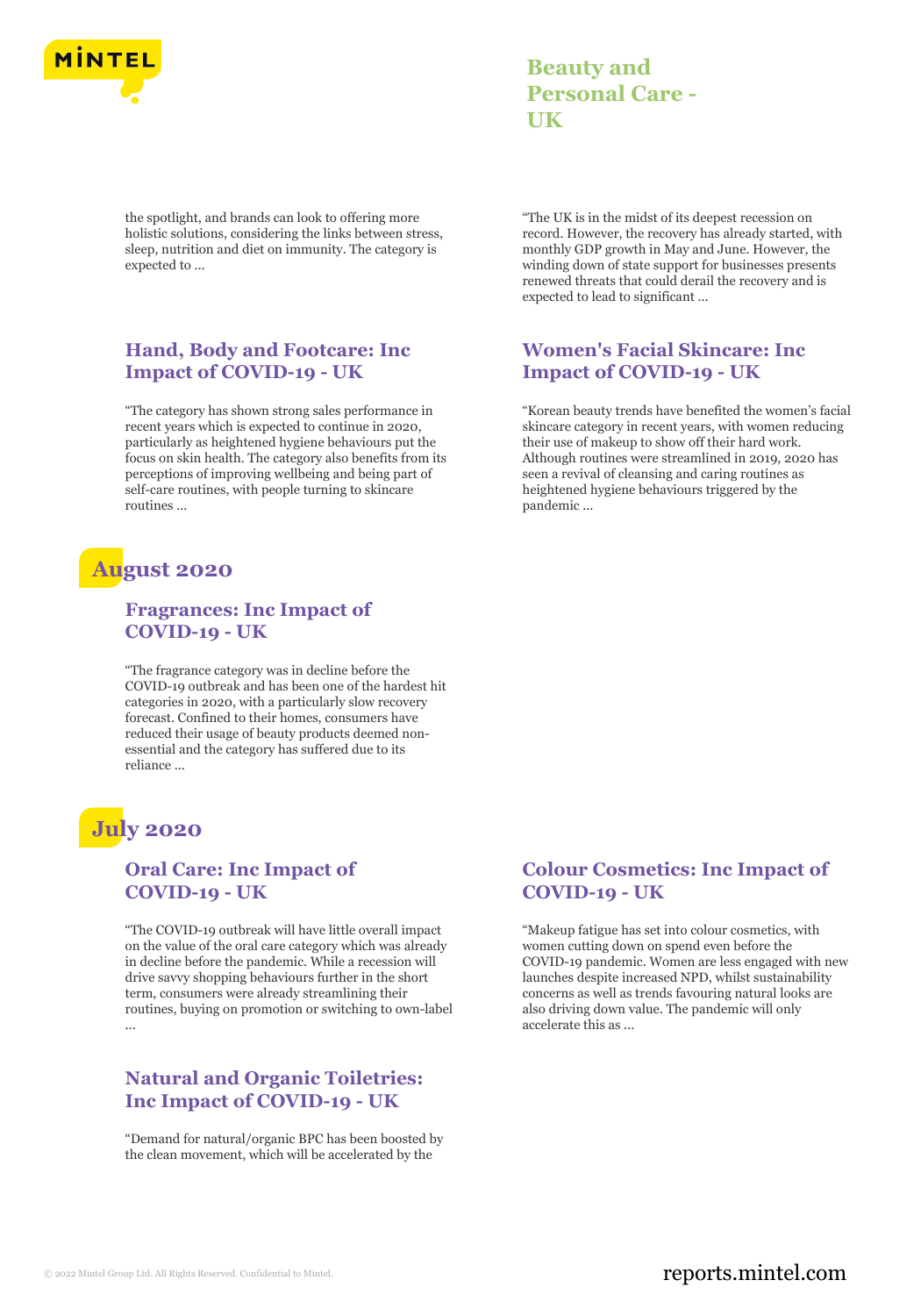the spotlight, and brands can look to offering more holistic solutions, considering the links between stress, sleep, nutrition and diet on immunity. The category is expected to ...

"The UK is in the midst of its deepest recession on record. However, the recovery has already started, with monthly GDP growth in May and June. However, the winding down of state support for businesses presents renewed threats that could derail the recovery and is expected to lead to significant ...

### Hand, Body and Footcare: Inc Impact of COVID-19 - UK

"The category has shown strong sales performance in recent years which is expected to continue in 2020, particularly as heightened hygiene behaviours put the focus on skin health. The category also benefits from its perceptions of improving wellbeing and being part of self-care routines, with people turning to skincare routines ...

### Women's Facial Skincare: Inc Impact of COVID-19 - UK

"Korean beauty trends have benefited the women's facial skincare category in recent years, with women reducing their use of makeup to show off their hard work. Although routines were streamlined in 2019, 2020 has seen a revival of cleansing and caring routines as heightened hygiene behaviours triggered by the pandemic ...

## August 2020

### Fragrances: Inc Impact of COVID-19 - UK

"The fragrance category was in decline before the COVID-19 outbreak and has been one of the hardest hit categories in 2020, with a particularly slow recovery forecast. Confined to their homes, consumers have reduced their usage of beauty products deemed non-essential and the category has suffered due to its reliance ...

## July 2020

### Oral Care: Inc Impact of COVID-19 - UK

"The COVID-19 outbreak will have little overall impact on the value of the oral care category which was already in decline before the pandemic. While a recession will drive savvy shopping behaviours further in the short term, consumers were already streamlining their routines, buying on promotion or switching to own-label ...

### Colour Cosmetics: Inc Impact of COVID-19 - UK

"Makeup fatigue has set into colour cosmetics, with women cutting down on spend even before the COVID-19 pandemic. Women are less engaged with new launches despite increased NPD, whilst sustainability concerns as well as trends favouring natural looks are also driving down value. The pandemic will only accelerate this as ...

### Natural and Organic Toiletries: Inc Impact of COVID-19 - UK

"Demand for natural/organic BPC has been boosted by the clean movement, which will be accelerated by the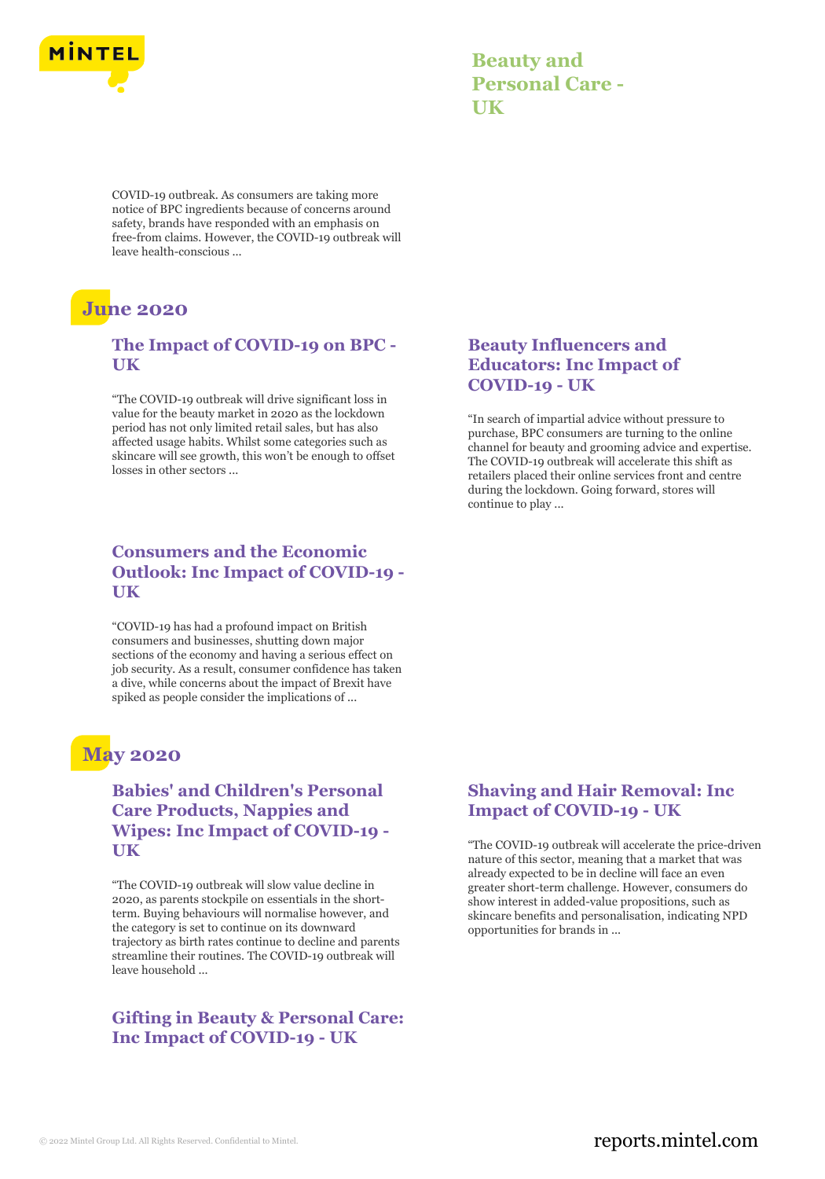COVID-19 outbreak. As consumers are taking more notice of BPC ingredients because of concerns around safety, brands have responded with an emphasis on free-from claims. However, the COVID-19 outbreak will leave health-conscious ...

## June 2020

### The Impact of COVID-19 on BPC - UK

"The COVID-19 outbreak will drive significant loss in value for the beauty market in 2020 as the lockdown period has not only limited retail sales, but has also affected usage habits. Whilst some categories such as skincare will see growth, this won't be enough to offset losses in other sectors ...

### Beauty Influencers and Educators: Inc Impact of COVID-19 - UK

"In search of impartial advice without pressure to purchase, BPC consumers are turning to the online channel for beauty and grooming advice and expertise. The COVID-19 outbreak will accelerate this shift as retailers placed their online services front and centre during the lockdown. Going forward, stores will continue to play ...

### Consumers and the Economic Outlook: Inc Impact of COVID-19 - UK

"COVID-19 has had a profound impact on British consumers and businesses, shutting down major sections of the economy and having a serious effect on job security. As a result, consumer confidence has taken a dive, while concerns about the impact of Brexit have spiked as people consider the implications of ...

## May 2020

### Babies' and Children's Personal Care Products, Nappies and Wipes: Inc Impact of COVID-19 - UK

"The COVID-19 outbreak will slow value decline in 2020, as parents stockpile on essentials in the short-term. Buying behaviours will normalise however, and the category is set to continue on its downward trajectory as birth rates continue to decline and parents streamline their routines. The COVID-19 outbreak will leave household ...

### Shaving and Hair Removal: Inc Impact of COVID-19 - UK

"The COVID-19 outbreak will accelerate the price-driven nature of this sector, meaning that a market that was already expected to be in decline will face an even greater short-term challenge. However, consumers do show interest in added-value propositions, such as skincare benefits and personalisation, indicating NPD opportunities for brands in ...

### Gifting in Beauty & Personal Care: Inc Impact of COVID-19 - UK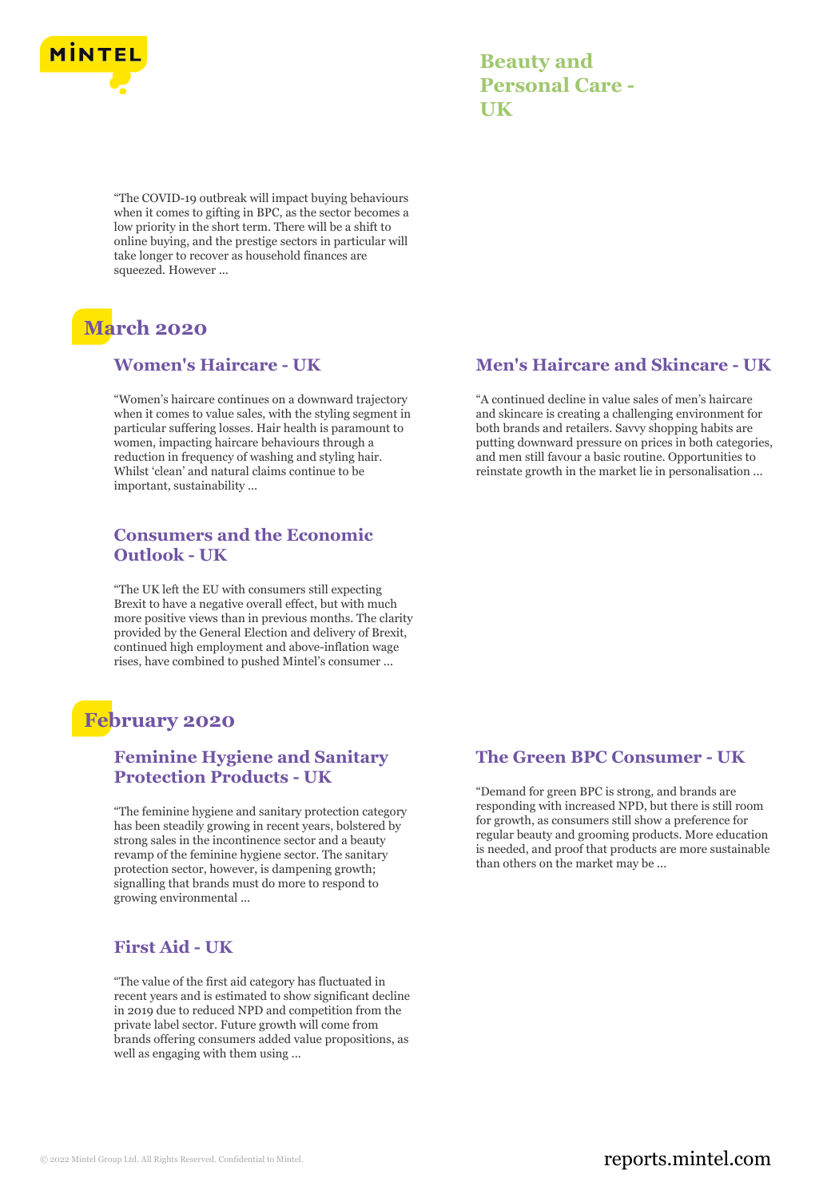"The COVID-19 outbreak will impact buying behaviours when it comes to gifting in BPC, as the sector becomes a low priority in the short term. There will be a shift to online buying, and the prestige sectors in particular will take longer to recover as household finances are squeezed. However ...

## March 2020

### Women's Haircare - UK

"Women's haircare continues on a downward trajectory when it comes to value sales, with the styling segment in particular suffering losses. Hair health is paramount to women, impacting haircare behaviours through a reduction in frequency of washing and styling hair. Whilst 'clean' and natural claims continue to be important, sustainability ...

### Consumers and the Economic Outlook - UK

"The UK left the EU with consumers still expecting Brexit to have a negative overall effect, but with much more positive views than in previous months. The clarity provided by the General Election and delivery of Brexit, continued high employment and above-inflation wage rises, have combined to pushed Mintel's consumer ...

### Men's Haircare and Skincare - UK

"A continued decline in value sales of men's haircare and skincare is creating a challenging environment for both brands and retailers. Savvy shopping habits are putting downward pressure on prices in both categories, and men still favour a basic routine. Opportunities to reinstate growth in the market lie in personalisation ...

## February 2020

### Feminine Hygiene and Sanitary Protection Products - UK

"The feminine hygiene and sanitary protection category has been steadily growing in recent years, bolstered by strong sales in the incontinence sector and a beauty revamp of the feminine hygiene sector. The sanitary protection sector, however, is dampening growth; signalling that brands must do more to respond to growing environmental ...

### First Aid - UK

"The value of the first aid category has fluctuated in recent years and is estimated to show significant decline in 2019 due to reduced NPD and competition from the private label sector. Future growth will come from brands offering consumers added value propositions, as well as engaging with them using ...

### The Green BPC Consumer - UK

"Demand for green BPC is strong, and brands are responding with increased NPD, but there is still room for growth, as consumers still show a preference for regular beauty and grooming products. More education is needed, and proof that products are more sustainable than others on the market may be ...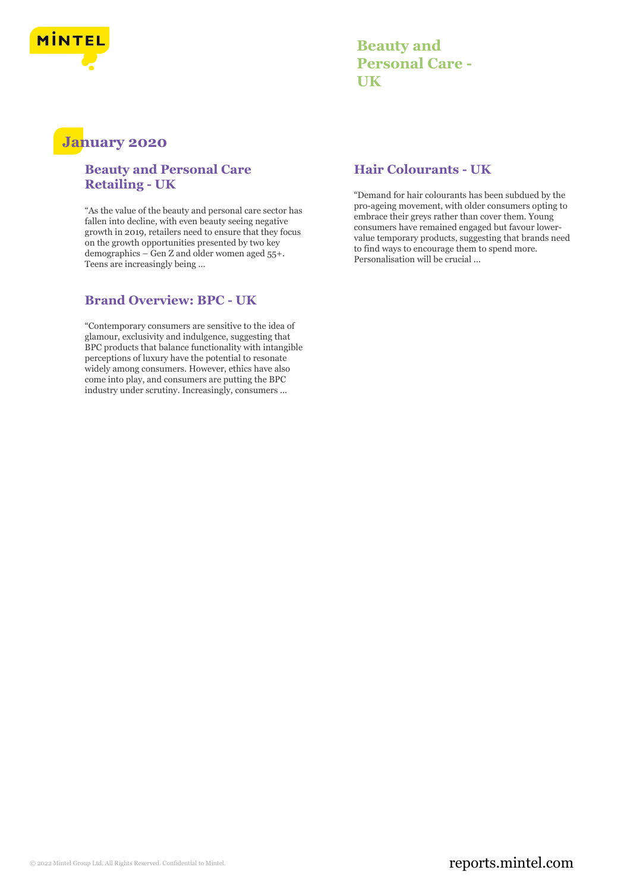# Beauty and Personal Care - UK

## January 2020

### Beauty and Personal Care Retailing - UK

"As the value of the beauty and personal care sector has fallen into decline, with even beauty seeing negative growth in 2019, retailers need to ensure that they focus on the growth opportunities presented by two key demographics – Gen Z and older women aged 55+. Teens are increasingly being ...

### Brand Overview: BPC - UK

"Contemporary consumers are sensitive to the idea of glamour, exclusivity and indulgence, suggesting that BPC products that balance functionality with intangible perceptions of luxury have the potential to resonate widely among consumers. However, ethics have also come into play, and consumers are putting the BPC industry under scrutiny. Increasingly, consumers ...

### Hair Colourants - UK

"Demand for hair colourants has been subdued by the pro-ageing movement, with older consumers opting to embrace their greys rather than cover them. Young consumers have remained engaged but favour lower-value temporary products, suggesting that brands need to find ways to encourage them to spend more. Personalisation will be crucial ...